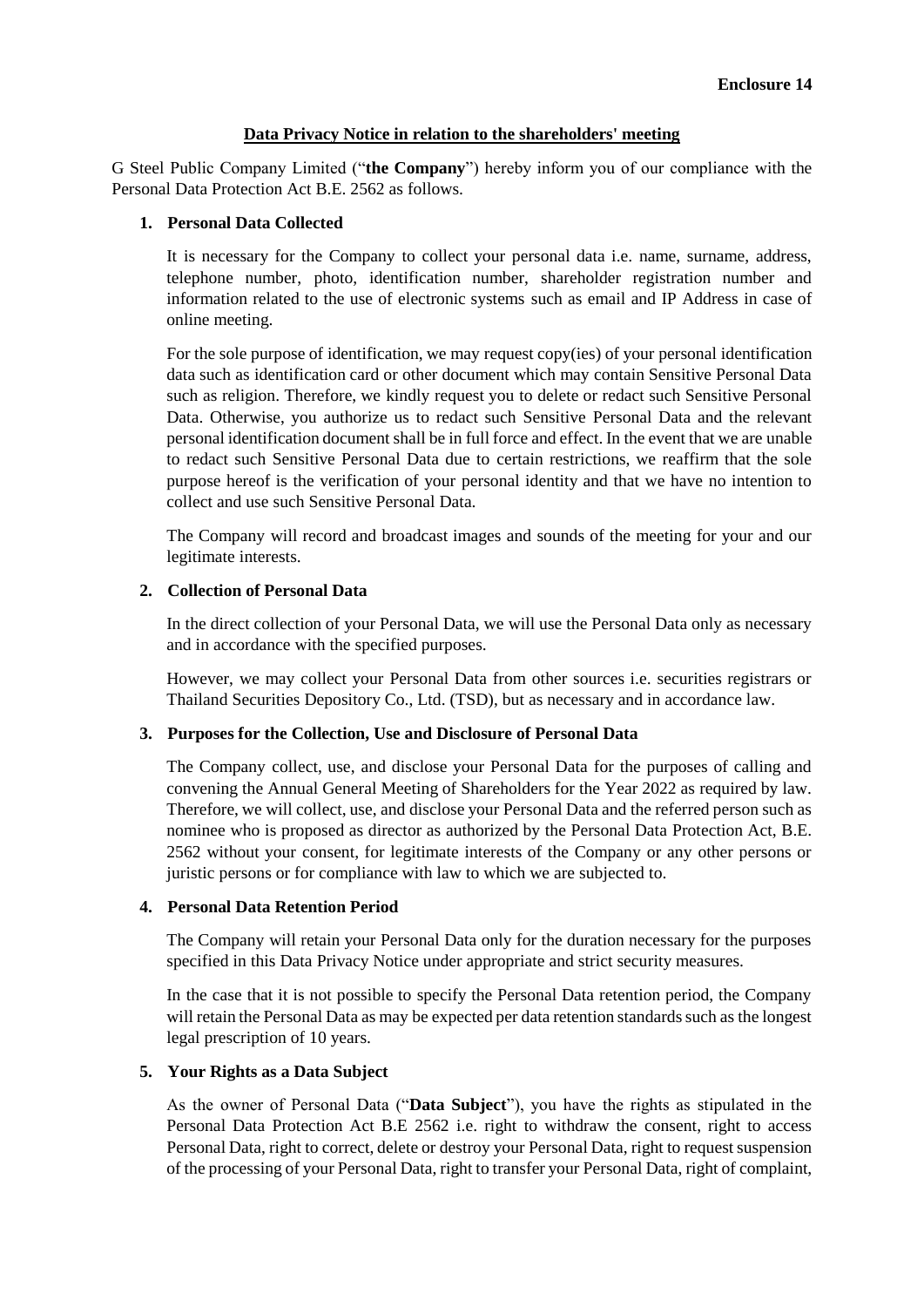**Enclosure 14**

## Data Privacy Notice in relation to the shareholders' meeting

G Steel Public Company Limited ("**the Company**") hereby inform you of our compliance with the Personal Data Protection Act B.E. 2562 as follows.

### 1. Personal Data Collected

It is necessary for the Company to collect your personal data i.e. name, surname, address, telephone number, photo, identification number, shareholder registration number and information related to the use of electronic systems such as email and IP Address in case of online meeting.

For the sole purpose of identification, we may request copy(ies) of your personal identification data such as identification card or other document which may contain Sensitive Personal Data such as religion. Therefore, we kindly request you to delete or redact such Sensitive Personal Data. Otherwise, you authorize us to redact such Sensitive Personal Data and the relevant personal identification document shall be in full force and effect. In the event that we are unable to redact such Sensitive Personal Data due to certain restrictions, we reaffirm that the sole purpose hereof is the verification of your personal identity and that we have no intention to collect and use such Sensitive Personal Data.

The Company will record and broadcast images and sounds of the meeting for your and our legitimate interests.

### 2. Collection of Personal Data

In the direct collection of your Personal Data, we will use the Personal Data only as necessary and in accordance with the specified purposes.

However, we may collect your Personal Data from other sources i.e. securities registrars or Thailand Securities Depository Co., Ltd. (TSD), but as necessary and in accordance law.

### 3. Purposes for the Collection, Use and Disclosure of Personal Data

The Company collect, use, and disclose your Personal Data for the purposes of calling and convening the Annual General Meeting of Shareholders for the Year 2022 as required by law. Therefore, we will collect, use, and disclose your Personal Data and the referred person such as nominee who is proposed as director as authorized by the Personal Data Protection Act, B.E. 2562 without your consent, for legitimate interests of the Company or any other persons or juristic persons or for compliance with law to which we are subjected to.

### 4. Personal Data Retention Period

The Company will retain your Personal Data only for the duration necessary for the purposes specified in this Data Privacy Notice under appropriate and strict security measures.

In the case that it is not possible to specify the Personal Data retention period, the Company will retain the Personal Data as may be expected per data retention standards such as the longest legal prescription of 10 years.

### 5. Your Rights as a Data Subject

As the owner of Personal Data ("**Data Subject**"), you have the rights as stipulated in the Personal Data Protection Act B.E 2562 i.e. right to withdraw the consent, right to access Personal Data, right to correct, delete or destroy your Personal Data, right to request suspension of the processing of your Personal Data, right to transfer your Personal Data, right of complaint,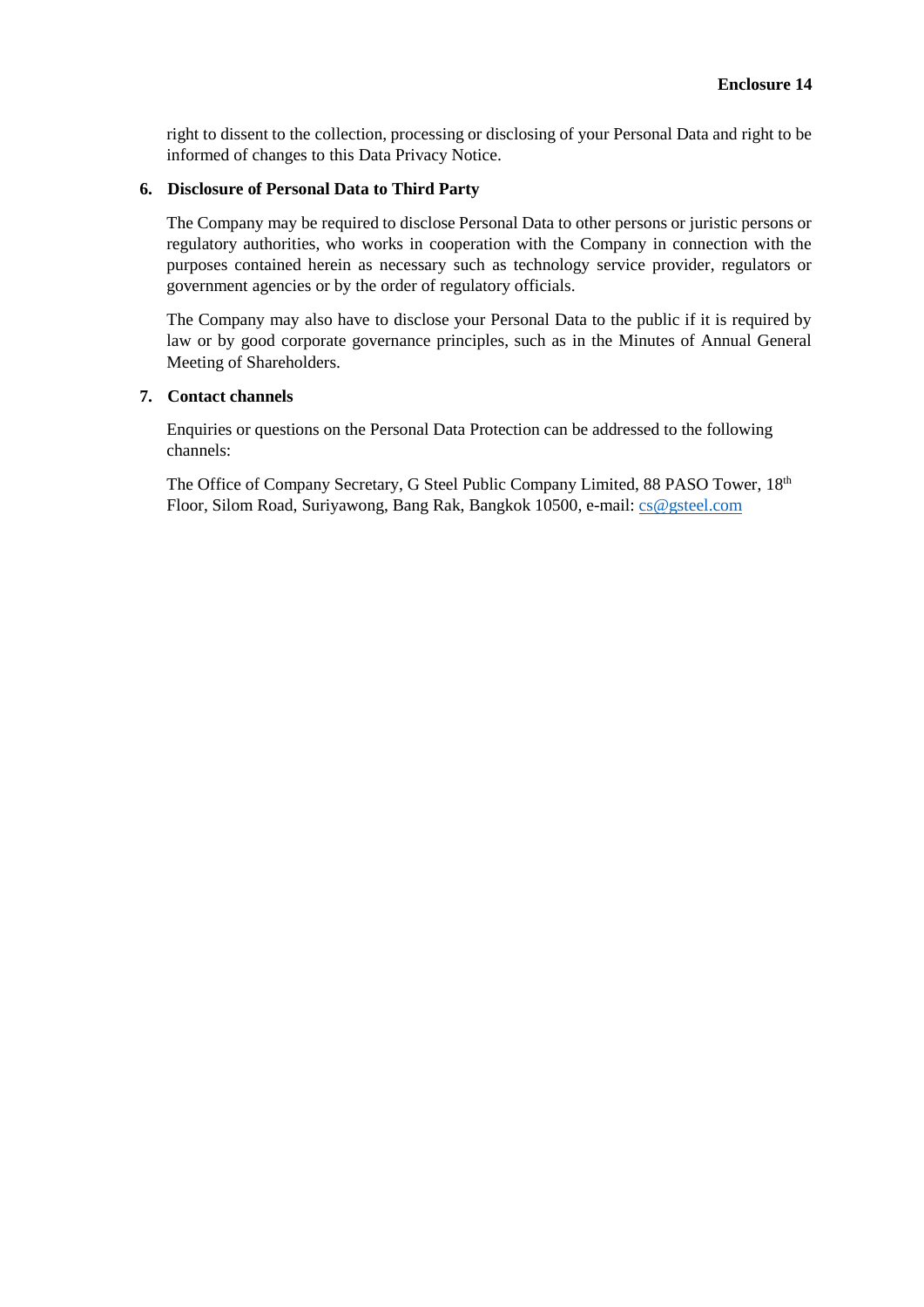right to dissent to the collection, processing or disclosing of your Personal Data and right to be informed of changes to this Data Privacy Notice.

**6. Disclosure of Personal Data to Third Party**

The Company may be required to disclose Personal Data to other persons or juristic persons or regulatory authorities, who works in cooperation with the Company in connection with the purposes contained herein as necessary such as technology service provider, regulators or government agencies or by the order of regulatory officials.

The Company may also have to disclose your Personal Data to the public if it is required by law or by good corporate governance principles, such as in the Minutes of Annual General Meeting of Shareholders.

**7. Contact channels**

Enquiries or questions on the Personal Data Protection can be addressed to the following channels:

The Office of Company Secretary, G Steel Public Company Limited, 88 PASO Tower, 18th Floor, Silom Road, Suriyawong, Bang Rak, Bangkok 10500, e-mail: cs@gsteel.com